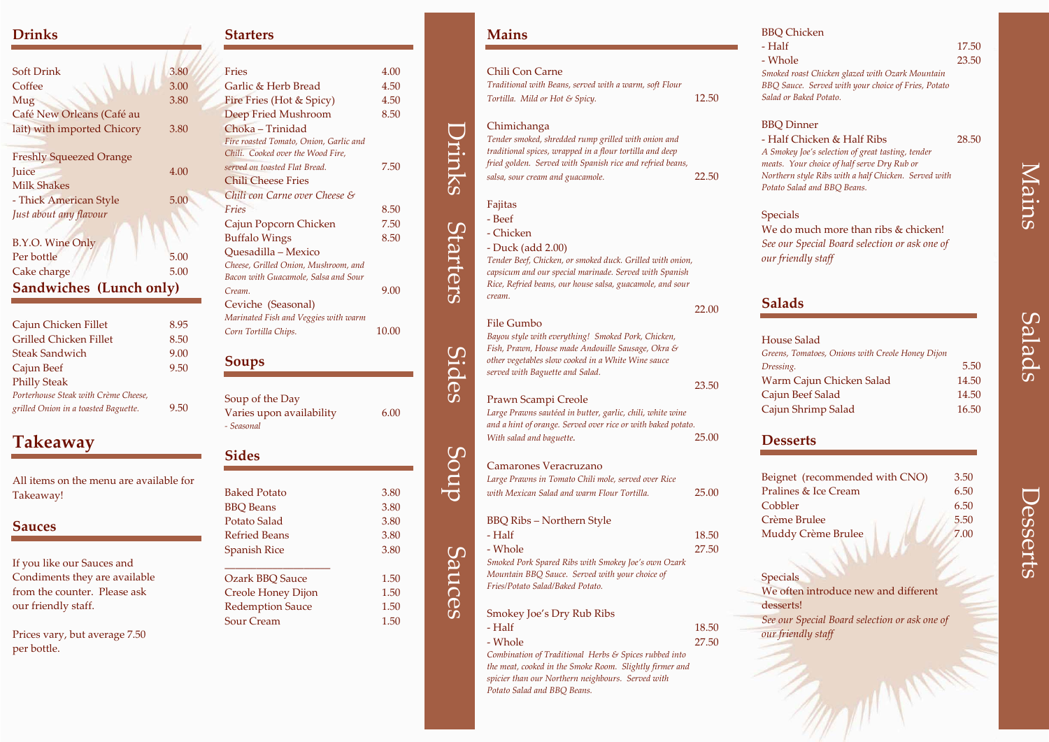## Drinks

| Item | Price |
|---|---|
| Soft Drink | 3.80 |
| Coffee | 3.00 |
| Mug | 3.80 |
| Café New Orleans (Café au lait) with imported Chicory | 3.80 |
| Freshly Squeezed Orange Juice | 4.00 |
| Milk Shakes | |
| - Thick American Style | 5.00 |

*Just about any flavour*

B.Y.O. Wine Only

| Item | Price |
|---|---|
| Per bottle | 5.00 |
| Cake charge | 5.00 |

## Sandwiches (Lunch only)

| Item | Price |
|---|---|
| Cajun Chicken Fillet | 8.95 |
| Grilled Chicken Fillet | 8.50 |
| Steak Sandwich | 9.00 |
| Cajun Beef | 9.50 |
| Philly Steak *Porterhouse Steak with Crème Cheese, grilled Onion in a toasted Baguette.* | 9.50 |

## Takeaway

All items on the menu are available for Takeaway!

## Sauces

If you like our Sauces and Condiments they are available from the counter. Please ask our friendly staff.

Prices vary, but average 7.50 per bottle.

## Starters

| Item | Price |
|---|---|
| Fries | 4.00 |
| Garlic & Herb Bread | 4.50 |
| Fire Fries (Hot & Spicy) | 4.50 |
| Deep Fried Mushroom | 8.50 |
| Choka – Trinidad *Fire roasted Tomato, Onion, Garlic and Chili. Cooked over the Wood Fire, served on toasted Flat Bread.* | 7.50 |
| Chili Cheese Fries *Chili con Carne over Cheese & Fries* | 8.50 |
| Cajun Popcorn Chicken | 7.50 |
| Buffalo Wings | 8.50 |
| Quesadilla – Mexico *Cheese, Grilled Onion, Mushroom, and Bacon with Guacamole, Salsa and Sour Cream.* | 9.00 |
| Ceviche (Seasonal) *Marinated Fish and Veggies with warm Corn Tortilla Chips.* | 10.00 |

## Soups

| Item | Price |
|---|---|
| Soup of the Day Varies upon availability *- Seasonal* | 6.00 |

## Sides

| Item | Price |
|---|---|
| Baked Potato | 3.80 |
| BBQ Beans | 3.80 |
| Potato Salad | 3.80 |
| Refried Beans | 3.80 |
| Spanish Rice | 3.80 |
| Ozark BBQ Sauce | 1.50 |
| Creole Honey Dijon | 1.50 |
| Redemption Sauce | 1.50 |
| Sour Cream | 1.50 |

## Mains

| Item | Price |
|---|---|
| Chili Con Carne *Traditional with Beans, served with a warm, soft Flour Tortilla. Mild or Hot & Spicy.* | 12.50 |
| Chimichanga *Tender smoked, shredded rump grilled with onion and traditional spices, wrapped in a flour tortilla and deep fried golden. Served with Spanish rice and refried beans, salsa, sour cream and guacamole.* | 22.50 |
| Fajitas - Beef - Chicken - Duck (add 2.00) *Tender Beef, Chicken, or smoked duck. Grilled with onion, capsicum and our special marinade. Served with Spanish Rice, Refried beans, our house salsa, guacamole, and sour cream.* | 22.00 |
| File Gumbo *Bayou style with everything! Smoked Pork, Chicken, Fish, Prawn, House made Andouille Sausage, Okra & other vegetables slow cooked in a White Wine sauce served with Baguette and Salad.* | 23.50 |
| Prawn Scampi Creole *Large Prawns sautéed in butter, garlic, chili, white wine and a hint of orange. Served over rice or with baked potato. With salad and baguette.* | 25.00 |
| Camarones Veracruzano *Large Prawns in Tomato Chili mole, served over Rice with Mexican Salad and warm Flour Tortilla.* | 25.00 |
| BBQ Ribs – Northern Style | |
| - Half | 18.50 |
| - Whole *Smoked Pork Spared Ribs with Smokey Joe's own Ozark Mountain BBQ Sauce. Served with your choice of Fries/Potato Salad/Baked Potato.* | 27.50 |
| Smokey Joe's Dry Rub Ribs | |
| - Half | 18.50 |
| - Whole *Combination of Traditional Herbs & Spices rubbed into the meat, cooked in the Smoke Room. Slightly firmer and spicier than our Northern neighbours. Served with Potato Salad and BBQ Beans.* | 27.50 |
| BBQ Chicken | |
| - Half | 17.50 |
| - Whole *Smoked roast Chicken glazed with Ozark Mountain BBQ Sauce. Served with your choice of Fries, Potato Salad or Baked Potato.* | 23.50 |
| BBQ Dinner - Half Chicken & Half Ribs *A Smokey Joe's selection of great tasting, tender meats. Your choice of half serve Dry Rub or Northern style Ribs with a half Chicken. Served with Potato Salad and BBQ Beans.* | 28.50 |

Specials

We do much more than ribs & chicken!

*See our Special Board selection or ask one of our friendly staff*

## Salads

| Item | Price |
|---|---|
| House Salad *Greens, Tomatoes, Onions with Creole Honey Dijon Dressing.* | 5.50 |
| Warm Cajun Chicken Salad | 14.50 |
| Cajun Beef Salad | 14.50 |
| Cajun Shrimp Salad | 16.50 |

## Desserts

| Item | Price |
|---|---|
| Beignet (recommended with CNO) | 3.50 |
| Pralines & Ice Cream | 6.50 |
| Cobbler | 6.50 |
| Crème Brulee | 5.50 |
| Muddy Crème Brulee | 7.00 |

Specials

We often introduce new and different desserts!

*See our Special Board selection or ask one of our friendly staff*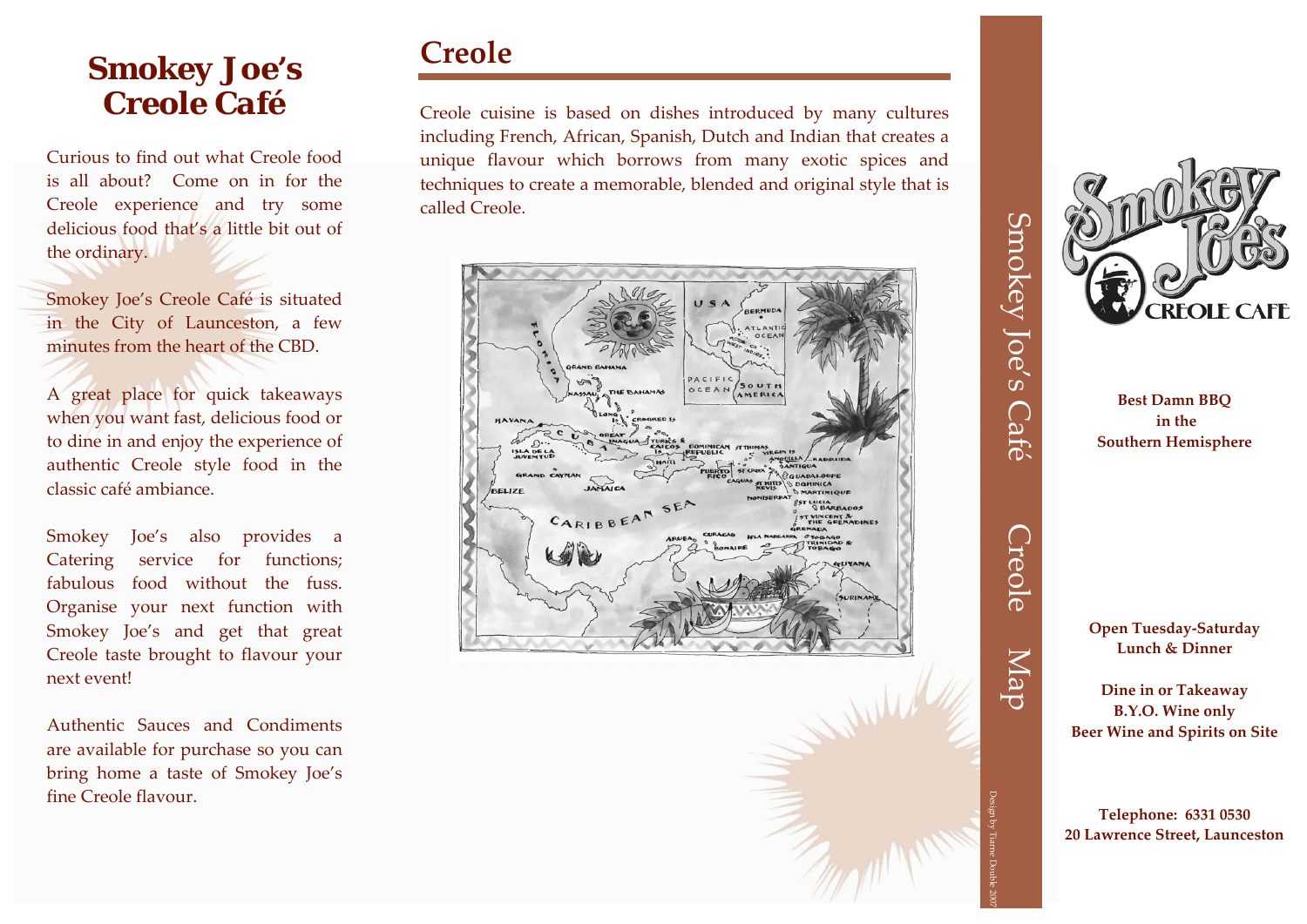# Smokey Joe's Creole Café

Curious to find out what Creole food is all about? Come on in for the Creole experience and try some delicious food that's a little bit out of the ordinary.

Smokey Joe's Creole Café is situated in the City of Launceston, a few minutes from the heart of the CBD.

A great place for quick takeaways when you want fast, delicious food or to dine in and enjoy the experience of authentic Creole style food in the classic café ambiance.

Smokey Joe's also provides a Catering service for functions; fabulous food without the fuss. Organise your next function with Smokey Joe's and get that great Creole taste brought to flavour your next event!

Authentic Sauces and Condiments are available for purchase so you can bring home a taste of Smokey Joe's fine Creole flavour.

# Creole

Creole cuisine is based on dishes introduced by many cultures including French, African, Spanish, Dutch and Indian that creates a unique flavour which borrows from many exotic spices and techniques to create a memorable, blended and original style that is called Creole.

Smokey Joe's Café Creole Map

Design by Tiarne Double 2007

**Best Damn BBQ in the Southern Hemisphere**

**Open Tuesday-Saturday**
**Lunch & Dinner**

**Dine in or Takeaway**
**B.Y.O. Wine only**
**Beer Wine and Spirits on Site**

**Telephone: 6331 0530**
**20 Lawrence Street, Launceston**